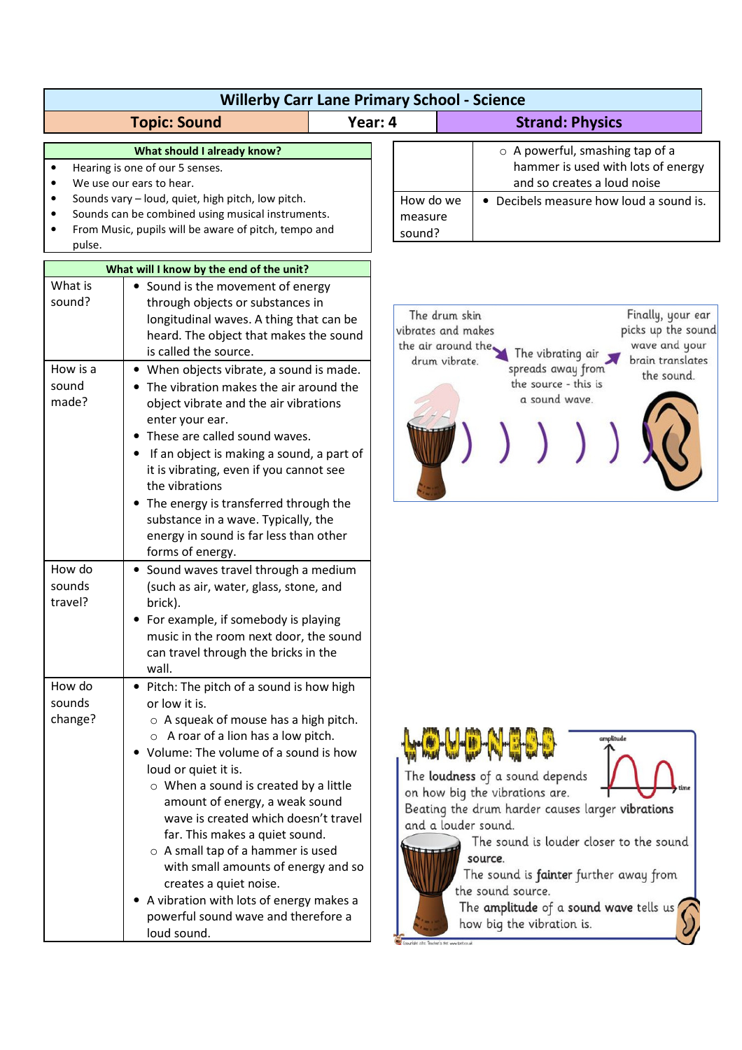# Willerby Carr Lane Primary School - Science

| Topic: Sound | Year: 4 | Strand: Physics |
|---|---|---|

| What should I already know? |
|---|
| • Hearing is one of our 5 senses.<br>• We use our ears to hear.<br>• Sounds vary – loud, quiet, high pitch, low pitch.<br>• Sounds can be combined using musical instruments.<br>• From Music, pupils will be aware of pitch, tempo and pulse. |

| What will I know by the end of the unit? | |
|---|---|
| What is sound? | • Sound is the movement of energy through objects or substances in longitudinal waves. A thing that can be heard. The object that makes the sound is called the source. |
| How is a sound made? | • When objects vibrate, a sound is made.<br>• The vibration makes the air around the object vibrate and the air vibrations enter your ear.<br>• These are called sound waves.<br>• If an object is making a sound, a part of it is vibrating, even if you cannot see the vibrations<br>• The energy is transferred through the substance in a wave. Typically, the energy in sound is far less than other forms of energy. |
| How do sounds travel? | • Sound waves travel through a medium (such as air, water, glass, stone, and brick).<br>• For example, if somebody is playing music in the room next door, the sound can travel through the bricks in the wall. |
| How do sounds change? | • Pitch: The pitch of a sound is how high or low it is.<br>  ○ A squeak of mouse has a high pitch.<br>  ○ A roar of a lion has a low pitch.<br>• Volume: The volume of a sound is how loud or quiet it is.<br>  ○ When a sound is created by a little amount of energy, a weak sound wave is created which doesn't travel far. This makes a quiet sound.<br>  ○ A small tap of a hammer is used with small amounts of energy and so creates a quiet noise.<br>• A vibration with lots of energy makes a powerful sound wave and therefore a loud sound.<br>  ○ A powerful, smashing tap of a hammer is used with lots of energy and so creates a loud noise |
| How do we measure sound? | • Decibels measure how loud a sound is. |

The drum skin vibrates and makes the air around the drum vibrate. The vibrating air spreads away from the source - this is a sound wave. Finally, your ear picks up the sound wave and your brain translates the sound.

**LOUDNESS**

The **loudness** of a sound depends on how big the vibrations are.
Beating the drum harder causes larger **vibrations** and a louder sound.
The sound is louder closer to the sound **source**.
The sound is **fainter** further away from the sound source.
The **amplitude** of a **sound wave** tells us how big the vibration is.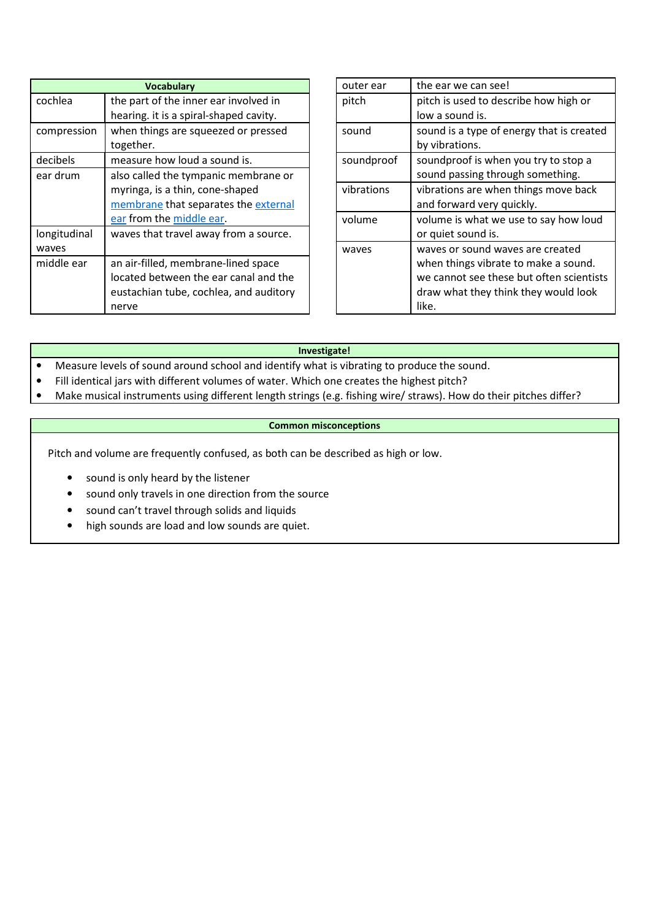| Vocabulary | |
|---|---|
| cochlea | the part of the inner ear involved in hearing. it is a spiral-shaped cavity. |
| compression | when things are squeezed or pressed together. |
| decibels | measure how loud a sound is. |
| ear drum | also called the tympanic membrane or myringa, is a thin, cone-shaped membrane that separates the external ear from the middle ear. |
| longitudinal waves | waves that travel away from a source. |
| middle ear | an air-filled, membrane-lined space located between the ear canal and the eustachian tube, cochlea, and auditory nerve |

| | |
|---|---|
| outer ear | the ear we can see! |
| pitch | pitch is used to describe how high or low a sound is. |
| sound | sound is a type of energy that is created by vibrations. |
| soundproof | soundproof is when you try to stop a sound passing through something. |
| vibrations | vibrations are when things move back and forward very quickly. |
| volume | volume is what we use to say how loud or quiet sound is. |
| waves | waves or sound waves are created when things vibrate to make a sound. we cannot see these but often scientists draw what they think they would look like. |

**Investigate!**

- Measure levels of sound around school and identify what is vibrating to produce the sound.
- Fill identical jars with different volumes of water. Which one creates the highest pitch?
- Make musical instruments using different length strings (e.g. fishing wire/ straws). How do their pitches differ?

**Common misconceptions**

Pitch and volume are frequently confused, as both can be described as high or low.

- sound is only heard by the listener
- sound only travels in one direction from the source
- sound can't travel through solids and liquids
- high sounds are load and low sounds are quiet.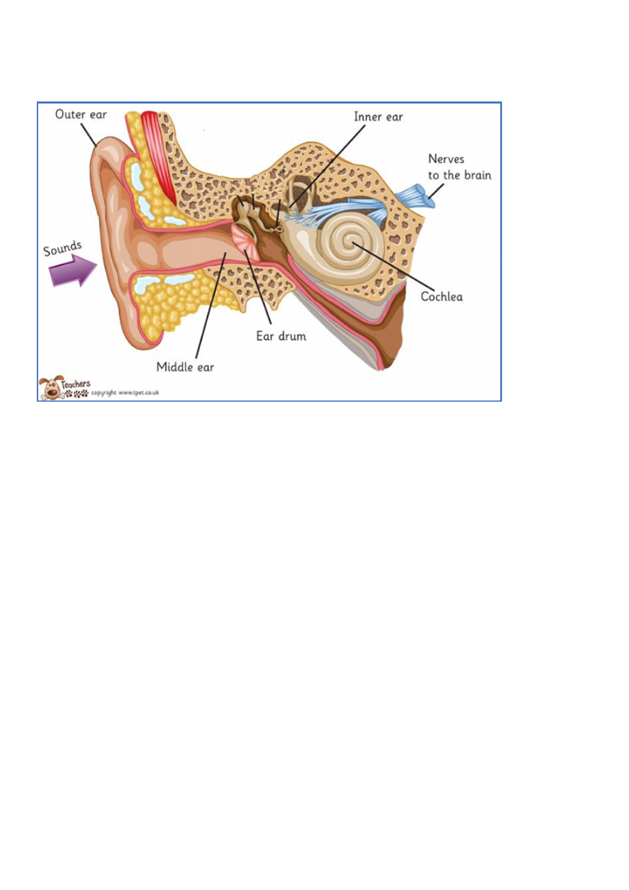Outer ear

Inner ear

Nerves to the brain

Sounds

Cochlea

Ear drum

Middle ear

Teachers copyright www.tpet.co.uk